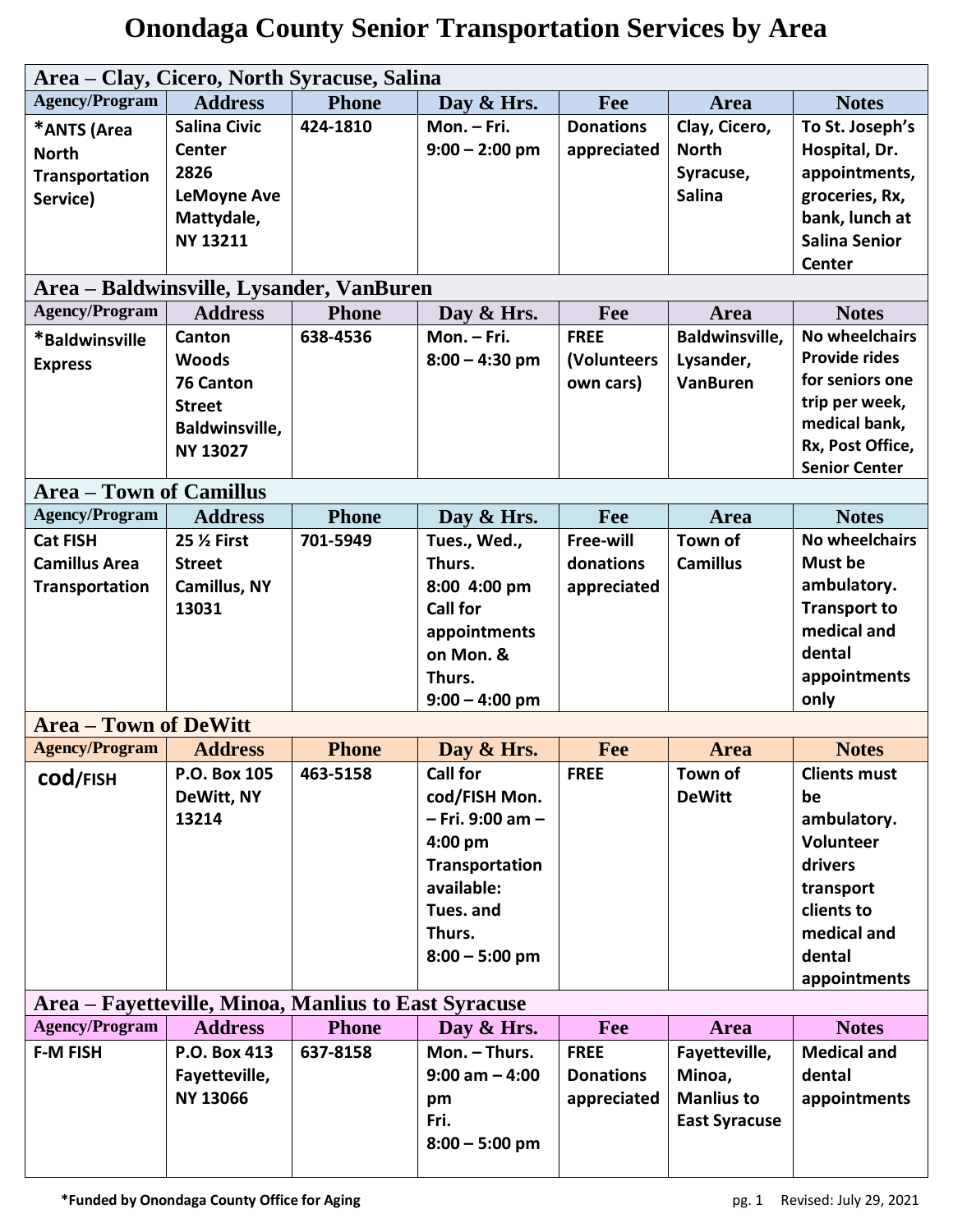# Onondaga County Senior Transportation Services by Area

## Area – Clay, Cicero, North Syracuse, Salina

| Agency/Program | Address | Phone | Day & Hrs. | Fee | Area | Notes |
|---|---|---|---|---|---|---|
| *ANTS (Area North Transportation Service) | Salina Civic Center 2826 LeMoyne Ave Mattydale, NY 13211 | 424-1810 | Mon. – Fri. 9:00 – 2:00 pm | Donations appreciated | Clay, Cicero, North Syracuse, Salina | To St. Joseph's Hospital, Dr. appointments, groceries, Rx, bank, lunch at Salina Senior Center |

## Area – Baldwinsville, Lysander, VanBuren

| Agency/Program | Address | Phone | Day & Hrs. | Fee | Area | Notes |
|---|---|---|---|---|---|---|
| *Baldwinsville Express | Canton Woods 76 Canton Street Baldwinsville, NY 13027 | 638-4536 | Mon. – Fri. 8:00 – 4:30 pm | FREE (Volunteers own cars) | Baldwinsville, Lysander, VanBuren | No wheelchairs Provide rides for seniors one trip per week, medical bank, Rx, Post Office, Senior Center |

## Area – Town of Camillus

| Agency/Program | Address | Phone | Day & Hrs. | Fee | Area | Notes |
|---|---|---|---|---|---|---|
| Cat FISH Camillus Area Transportation | 25 ½ First Street Camillus, NY 13031 | 701-5949 | Tues., Wed., Thurs. 8:00 4:00 pm Call for appointments on Mon. & Thurs. 9:00 – 4:00 pm | Free-will donations appreciated | Town of Camillus | No wheelchairs Must be ambulatory. Transport to medical and dental appointments only |

## Area – Town of DeWitt

| Agency/Program | Address | Phone | Day & Hrs. | Fee | Area | Notes |
|---|---|---|---|---|---|---|
| cod/FISH | P.O. Box 105 DeWitt, NY 13214 | 463-5158 | Call for cod/FISH Mon. – Fri. 9:00 am – 4:00 pm Transportation available: Tues. and Thurs. 8:00 – 5:00 pm | FREE | Town of DeWitt | Clients must be ambulatory. Volunteer drivers transport clients to medical and dental appointments |

## Area – Fayetteville, Minoa, Manlius to East Syracuse

| Agency/Program | Address | Phone | Day & Hrs. | Fee | Area | Notes |
|---|---|---|---|---|---|---|
| F-M FISH | P.O. Box 413 Fayetteville, NY 13066 | 637-8158 | Mon. – Thurs. 9:00 am – 4:00 pm Fri. 8:00 – 5:00 pm | FREE Donations appreciated | Fayetteville, Minoa, Manlius to East Syracuse | Medical and dental appointments |

*Funded by Onondaga County Office for Aging

Revised: July 29, 2021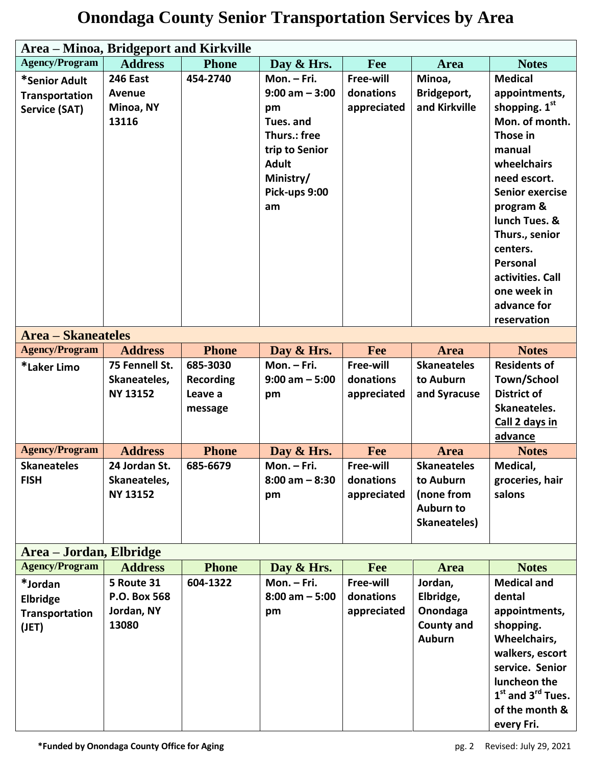# Onondaga County Senior Transportation Services by Area

## Area – Minoa, Bridgeport and Kirkville

| Agency/Program | Address | Phone | Day & Hrs. | Fee | Area | Notes |
|---|---|---|---|---|---|---|
| *Senior Adult Transportation Service (SAT) | 246 East Avenue Minoa, NY 13116 | 454-2740 | Mon. – Fri. 9:00 am – 3:00 pm Tues. and Thurs.: free trip to Senior Adult Ministry/ Pick-ups 9:00 am | Free-will donations appreciated | Minoa, Bridgeport, and Kirkville | Medical appointments, shopping. 1st Mon. of month. Those in manual wheelchairs need escort. Senior exercise program & lunch Tues. & Thurs., senior centers. Personal activities. Call one week in advance for reservation |

## Area – Skaneateles

| Agency/Program | Address | Phone | Day & Hrs. | Fee | Area | Notes |
|---|---|---|---|---|---|---|
| *Laker Limo | 75 Fennell St. Skaneateles, NY 13152 | 685-3030 Recording Leave a message | Mon. – Fri. 9:00 am – 5:00 pm | Free-will donations appreciated | Skaneateles to Auburn and Syracuse | Residents of Town/School District of Skaneateles. Call 2 days in advance |

| Agency/Program | Address | Phone | Day & Hrs. | Fee | Area | Notes |
|---|---|---|---|---|---|---|
| Skaneateles FISH | 24 Jordan St. Skaneateles, NY 13152 | 685-6679 | Mon. – Fri. 8:00 am – 8:30 pm | Free-will donations appreciated | Skaneateles to Auburn (none from Auburn to Skaneateles) | Medical, groceries, hair salons |

## Area – Jordan, Elbridge

| Agency/Program | Address | Phone | Day & Hrs. | Fee | Area | Notes |
|---|---|---|---|---|---|---|
| *Jordan Elbridge Transportation (JET) | 5 Route 31 P.O. Box 568 Jordan, NY 13080 | 604-1322 | Mon. – Fri. 8:00 am – 5:00 pm | Free-will donations appreciated | Jordan, Elbridge, Onondaga County and Auburn | Medical and dental appointments, shopping. Wheelchairs, walkers, escort service. Senior luncheon the 1st and 3rd Tues. of the month & every Fri. |

*Funded by Onondaga County Office for Aging

Revised: July 29, 2021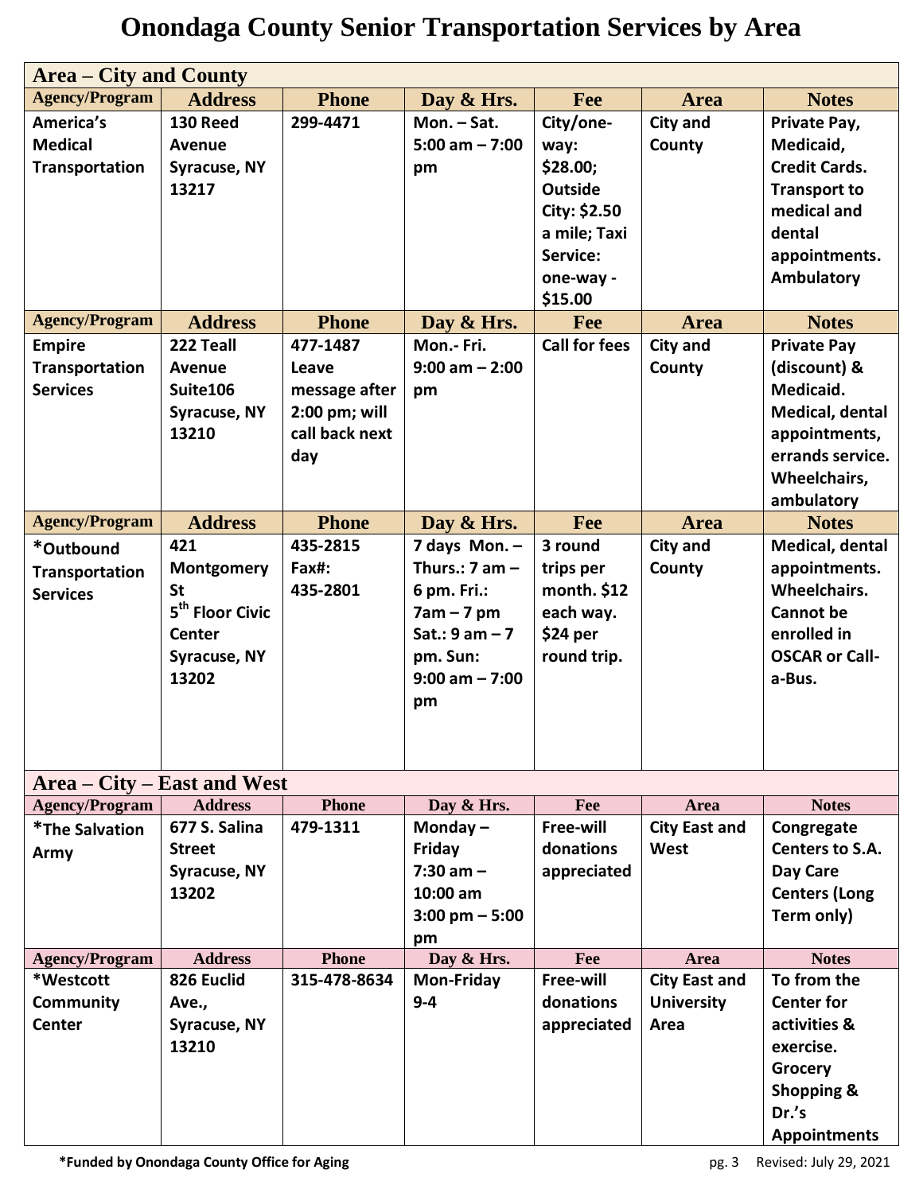# Onondaga County Senior Transportation Services by Area

## Area – City and County

| Agency/Program | Address | Phone | Day & Hrs. | Fee | Area | Notes |
|---|---|---|---|---|---|---|
| **America's Medical Transportation** | **130 Reed Avenue Syracuse, NY 13217** | **299-4471** | **Mon. – Sat. 5:00 am – 7:00 pm** | **City/one-way: $28.00; Outside City: $2.50 a mile; Taxi Service: one-way - $15.00** | **City and County** | **Private Pay, Medicaid, Credit Cards. Transport to medical and dental appointments. Ambulatory** |
| **Empire Transportation Services** | **222 Teall Avenue Suite106 Syracuse, NY 13210** | **477-1487 Leave message after 2:00 pm; will call back next day** | **Mon.- Fri. 9:00 am – 2:00 pm** | **Call for fees** | **City and County** | **Private Pay (discount) & Medicaid. Medical, dental appointments, errands service. Wheelchairs, ambulatory** |
| ***Outbound Transportation Services** | **421 Montgomery St 5th Floor Civic Center Syracuse, NY 13202** | **435-2815 Fax#: 435-2801** | **7 days Mon. – Thurs.: 7 am – 6 pm. Fri.: 7am – 7 pm Sat.: 9 am – 7 pm. Sun: 9:00 am – 7:00 pm** | **3 round trips per month. $12 each way. $24 per round trip.** | **City and County** | **Medical, dental appointments. Wheelchairs. Cannot be enrolled in OSCAR or Call-a-Bus.** |

## Area – City – East and West

| Agency/Program | Address | Phone | Day & Hrs. | Fee | Area | Notes |
|---|---|---|---|---|---|---|
| ***The Salvation Army** | **677 S. Salina Street Syracuse, NY 13202** | **479-1311** | **Monday – Friday 7:30 am – 10:00 am 3:00 pm – 5:00 pm** | **Free-will donations appreciated** | **City East and West** | **Congregate Centers to S.A. Day Care Centers (Long Term only)** |
| ***Westcott Community Center** | **826 Euclid Ave., Syracuse, NY 13210** | **315-478-8634** | **Mon-Friday 9-4** | **Free-will donations appreciated** | **City East and University Area** | **To from the Center for activities & exercise. Grocery Shopping & Dr.'s Appointments** |

***Funded by Onondaga County Office for Aging**

Revised: July 29, 2021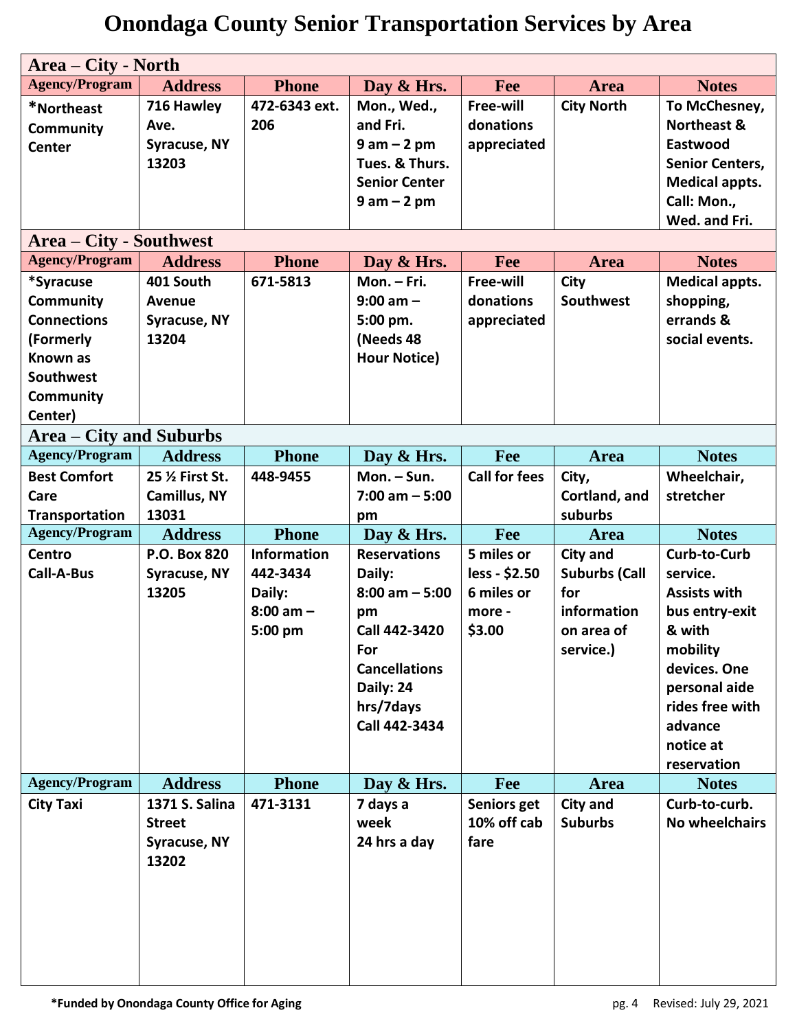# Onondaga County Senior Transportation Services by Area

## Area – City - North

| Agency/Program | Address | Phone | Day & Hrs. | Fee | Area | Notes |
|---|---|---|---|---|---|---|
| *Northeast Community Center | 716 Hawley Ave. Syracuse, NY 13203 | 472-6343 ext. 206 | Mon., Wed., and Fri. 9 am – 2 pm Tues. & Thurs. Senior Center 9 am – 2 pm | Free-will donations appreciated | City North | To McChesney, Northeast & Eastwood Senior Centers, Medical appts. Call: Mon., Wed. and Fri. |

## Area – City - Southwest

| Agency/Program | Address | Phone | Day & Hrs. | Fee | Area | Notes |
|---|---|---|---|---|---|---|
| *Syracuse Community Connections (Formerly Known as Southwest Community Center) | 401 South Avenue Syracuse, NY 13204 | 671-5813 | Mon. – Fri. 9:00 am – 5:00 pm. (Needs 48 Hour Notice) | Free-will donations appreciated | City Southwest | Medical appts. shopping, errands & social events. |

## Area – City and Suburbs

| Agency/Program | Address | Phone | Day & Hrs. | Fee | Area | Notes |
|---|---|---|---|---|---|---|
| Best Comfort Care Transportation | 25 ½ First St. Camillus, NY 13031 | 448-9455 | Mon. – Sun. 7:00 am – 5:00 pm | Call for fees | City, Cortland, and suburbs | Wheelchair, stretcher |
| Centro Call-A-Bus | P.O. Box 820 Syracuse, NY 13205 | Information 442-3434 Daily: 8:00 am – 5:00 pm | Reservations Daily: 8:00 am – 5:00 pm Call 442-3420 For Cancellations Daily: 24 hrs/7days Call 442-3434 | 5 miles or less - $2.50 6 miles or more - $3.00 | City and Suburbs (Call for information on area of service.) | Curb-to-Curb service. Assists with bus entry-exit & with mobility devices. One personal aide rides free with advance notice at reservation |
| City Taxi | 1371 S. Salina Street Syracuse, NY 13202 | 471-3131 | 7 days a week 24 hrs a day | Seniors get 10% off cab fare | City and Suburbs | Curb-to-curb. No wheelchairs |

*Funded by Onondaga County Office for Aging

Revised: July 29, 2021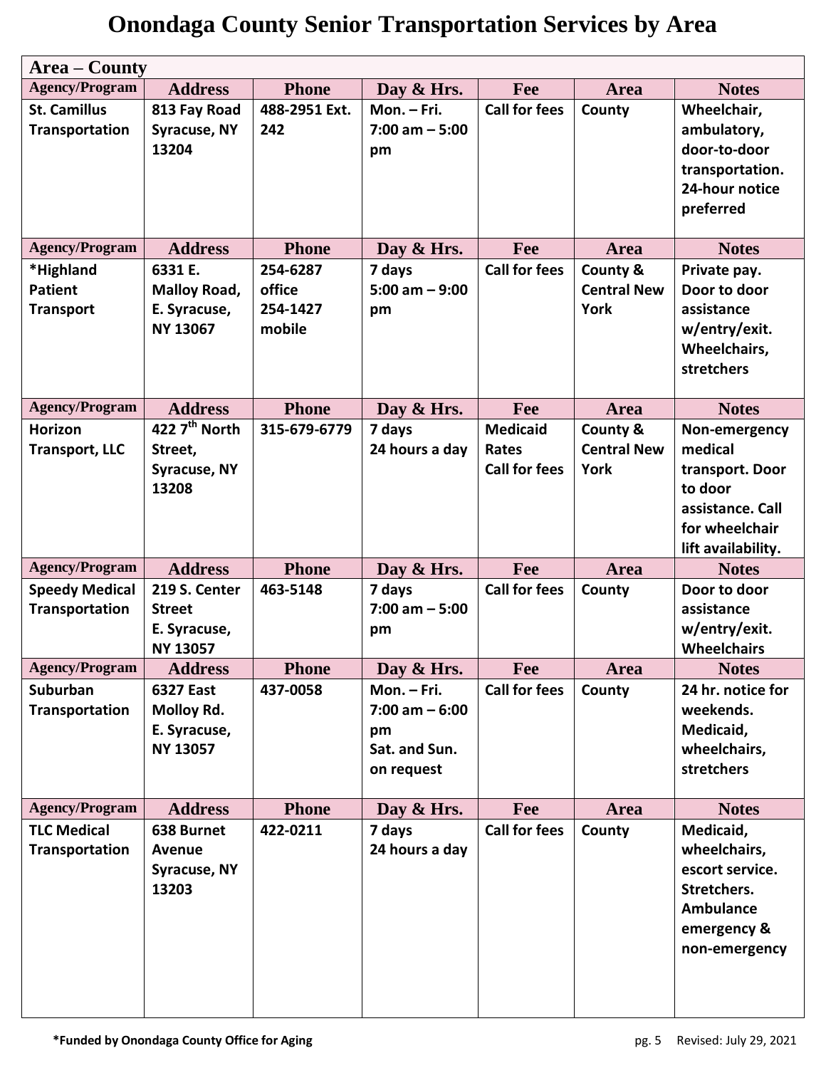# Onondaga County Senior Transportation Services by Area

## Area – County

| Agency/Program | Address | Phone | Day & Hrs. | Fee | Area | Notes |
|---|---|---|---|---|---|---|
| St. Camillus Transportation | 813 Fay Road Syracuse, NY 13204 | 488-2951 Ext. 242 | Mon. – Fri. 7:00 am – 5:00 pm | Call for fees | County | Wheelchair, ambulatory, door-to-door transportation. 24-hour notice preferred |
| *Highland Patient Transport | 6331 E. Malloy Road, E. Syracuse, NY 13067 | 254-6287 office 254-1427 mobile | 7 days 5:00 am – 9:00 pm | Call for fees | County & Central New York | Private pay. Door to door assistance w/entry/exit. Wheelchairs, stretchers |
| Horizon Transport, LLC | 422 7th North Street, Syracuse, NY 13208 | 315-679-6779 | 7 days 24 hours a day | Medicaid Rates Call for fees | County & Central New York | Non-emergency medical transport. Door to door assistance. Call for wheelchair lift availability. |
| Speedy Medical Transportation | 219 S. Center Street E. Syracuse, NY 13057 | 463-5148 | 7 days 7:00 am – 5:00 pm | Call for fees | County | Door to door assistance w/entry/exit. Wheelchairs |
| Suburban Transportation | 6327 East Molloy Rd. E. Syracuse, NY 13057 | 437-0058 | Mon. – Fri. 7:00 am – 6:00 pm Sat. and Sun. on request | Call for fees | County | 24 hr. notice for weekends. Medicaid, wheelchairs, stretchers |
| TLC Medical Transportation | 638 Burnet Avenue Syracuse, NY 13203 | 422-0211 | 7 days 24 hours a day | Call for fees | County | Medicaid, wheelchairs, escort service. Stretchers. Ambulance emergency & non-emergency |

**\*Funded by Onondaga County Office for Aging**

Revised: July 29, 2021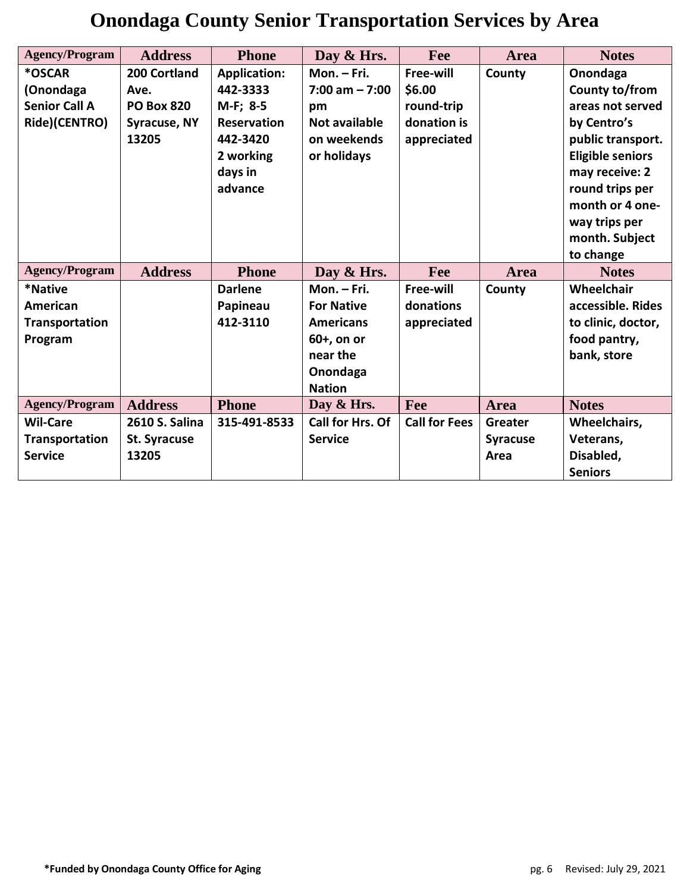# Onondaga County Senior Transportation Services by Area

| Agency/Program | Address | Phone | Day & Hrs. | Fee | Area | Notes |
|---|---|---|---|---|---|---|
| **\*OSCAR (Onondaga Senior Call A Ride)(CENTRO)** | **200 Cortland Ave. PO Box 820 Syracuse, NY 13205** | **Application: 442-3333 M-F; 8-5 Reservation 442-3420 2 working days in advance** | **Mon. – Fri. 7:00 am – 7:00 pm Not available on weekends or holidays** | **Free-will $6.00 round-trip donation is appreciated** | **County** | **Onondaga County to/from areas not served by Centro's public transport. Eligible seniors may receive: 2 round trips per month or 4 one-way trips per month. Subject to change** |
| **Agency/Program** | **Address** | **Phone** | **Day & Hrs.** | **Fee** | **Area** | **Notes** |
| **\*Native American Transportation Program** | | **Darlene Papineau 412-3110** | **Mon. – Fri. For Native Americans 60+, on or near the Onondaga Nation** | **Free-will donations appreciated** | **County** | **Wheelchair accessible. Rides to clinic, doctor, food pantry, bank, store** |
| **Agency/Program** | **Address** | **Phone** | **Day & Hrs.** | **Fee** | **Area** | **Notes** |
| **Wil-Care Transportation Service** | **2610 S. Salina St. Syracuse 13205** | **315-491-8533** | **Call for Hrs. Of Service** | **Call for Fees** | **Greater Syracuse Area** | **Wheelchairs, Veterans, Disabled, Seniors** |

**\*Funded by Onondaga County Office for Aging**

Revised: July 29, 2021